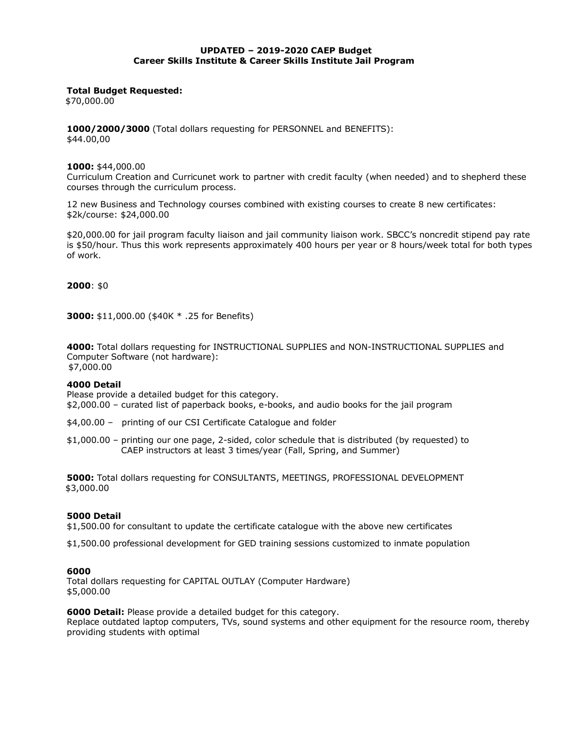**UPDATED – 2019-2020 CAEP Budget**
**Career Skills Institute & Career Skills Institute Jail Program**

**Total Budget Requested:**
$70,000.00

**1000/2000/3000** (Total dollars requesting for PERSONNEL and BENEFITS):
$44.00,00

**1000:** $44,000.00
Curriculum Creation and Curricunet work to partner with credit faculty (when needed) and to shepherd these courses through the curriculum process.

12 new Business and Technology courses combined with existing courses to create 8 new certificates: $2k/course: $24,000.00

$20,000.00 for jail program faculty liaison and jail community liaison work. SBCC's noncredit stipend pay rate is $50/hour. Thus this work represents approximately 400 hours per year or 8 hours/week total for both types of work.

**2000**: $0

**3000:** $11,000.00 ($40K * .25 for Benefits)

**4000:** Total dollars requesting for INSTRUCTIONAL SUPPLIES and NON-INSTRUCTIONAL SUPPLIES and Computer Software (not hardware):
$7,000.00

**4000 Detail**
Please provide a detailed budget for this category.
$2,000.00 – curated list of paperback books, e-books, and audio books for the jail program

$4,00.00 – printing of our CSI Certificate Catalogue and folder

$1,000.00 – printing our one page, 2-sided, color schedule that is distributed (by requested) to CAEP instructors at least 3 times/year (Fall, Spring, and Summer)

**5000:** Total dollars requesting for CONSULTANTS, MEETINGS, PROFESSIONAL DEVELOPMENT
$3,000.00

**5000 Detail**
$1,500.00 for consultant to update the certificate catalogue with the above new certificates

$1,500.00 professional development for GED training sessions customized to inmate population

**6000**
Total dollars requesting for CAPITAL OUTLAY (Computer Hardware)
$5,000.00

**6000 Detail:** Please provide a detailed budget for this category.
Replace outdated laptop computers, TVs, sound systems and other equipment for the resource room, thereby providing students with optimal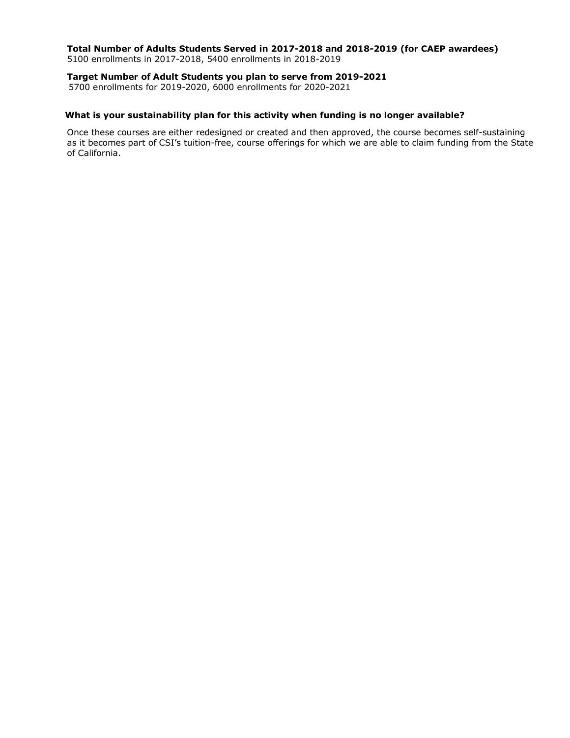**Total Number of Adults Students Served in 2017-2018 and 2018-2019 (for CAEP awardees)**

5100 enrollments in 2017-2018, 5400 enrollments in 2018-2019

**Target Number of Adult Students you plan to serve from 2019-2021**

5700 enrollments for 2019-2020, 6000 enrollments for 2020-2021

**What is your sustainability plan for this activity when funding is no longer available?**

Once these courses are either redesigned or created and then approved, the course becomes self-sustaining as it becomes part of CSI's tuition-free, course offerings for which we are able to claim funding from the State of California.